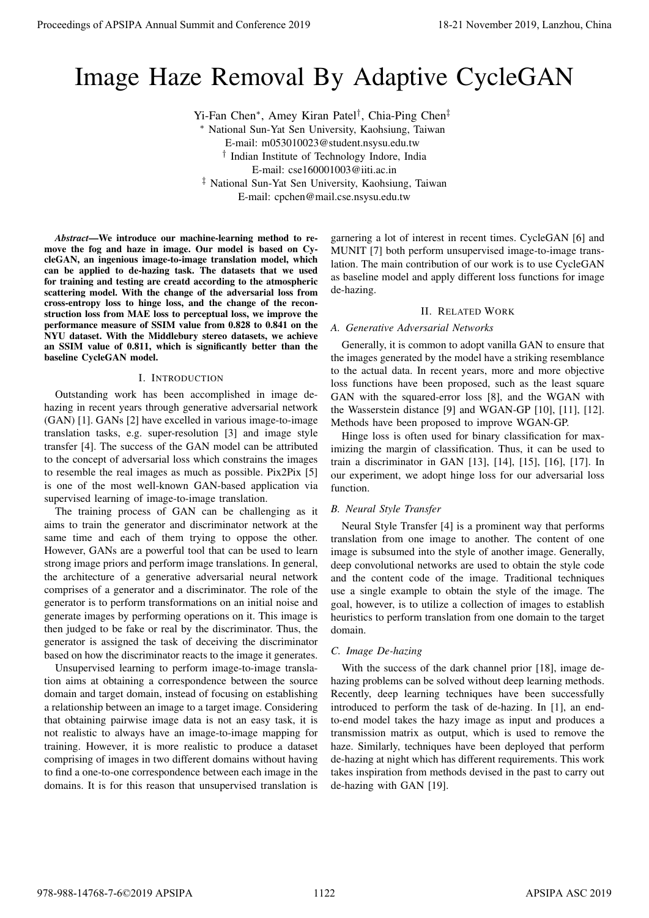# Image Haze Removal By Adaptive CycleGAN

Yi-Fan Chen*, Amey Kiran Patel†, Chia-Ping Chen‡

* National Sun-Yat Sen University, Kaohsiung, Taiwan
E-mail: m053010023@student.nsysu.edu.tw

† Indian Institute of Technology Indore, India
E-mail: cse160001003@iiti.ac.in

‡ National Sun-Yat Sen University, Kaohsiung, Taiwan
E-mail: cpchen@mail.cse.nsysu.edu.tw

***Abstract*—We introduce our machine-learning method to remove the fog and haze in image. Our model is based on CycleGAN, an ingenious image-to-image translation model, which can be applied to de-hazing task. The datasets that we used for training and testing are creatd according to the atmospheric scattering model. With the change of the adversarial loss from cross-entropy loss to hinge loss, and the change of the reconstruction loss from MAE loss to perceptual loss, we improve the performance measure of SSIM value from 0.828 to 0.841 on the NYU dataset. With the Middlebury stereo datasets, we achieve an SSIM value of 0.811, which is significantly better than the baseline CycleGAN model.**

## I. Introduction

Outstanding work has been accomplished in image de-hazing in recent years through generative adversarial network (GAN) [1]. GANs [2] have excelled in various image-to-image translation tasks, e.g. super-resolution [3] and image style transfer [4]. The success of the GAN model can be attributed to the concept of adversarial loss which constrains the images to resemble the real images as much as possible. Pix2Pix [5] is one of the most well-known GAN-based application via supervised learning of image-to-image translation.

The training process of GAN can be challenging as it aims to train the generator and discriminator network at the same time and each of them trying to oppose the other. However, GANs are a powerful tool that can be used to learn strong image priors and perform image translations. In general, the architecture of a generative adversarial neural network comprises of a generator and a discriminator. The role of the generator is to perform transformations on an initial noise and generate images by performing operations on it. This image is then judged to be fake or real by the discriminator. Thus, the generator is assigned the task of deceiving the discriminator based on how the discriminator reacts to the image it generates.

Unsupervised learning to perform image-to-image translation aims at obtaining a correspondence between the source domain and target domain, instead of focusing on establishing a relationship between an image to a target image. Considering that obtaining pairwise image data is not an easy task, it is not realistic to always have an image-to-image mapping for training. However, it is more realistic to produce a dataset comprising of images in two different domains without having to find a one-to-one correspondence between each image in the domains. It is for this reason that unsupervised translation is garnering a lot of interest in recent times. CycleGAN [6] and MUNIT [7] both perform unsupervised image-to-image translation. The main contribution of our work is to use CycleGAN as baseline model and apply different loss functions for image de-hazing.

## II. Related Work

### A. Generative Adversarial Networks

Generally, it is common to adopt vanilla GAN to ensure that the images generated by the model have a striking resemblance to the actual data. In recent years, more and more objective loss functions have been proposed, such as the least square GAN with the squared-error loss [8], and the WGAN with the Wasserstein distance [9] and WGAN-GP [10], [11], [12]. Methods have been proposed to improve WGAN-GP.

Hinge loss is often used for binary classification for maximizing the margin of classification. Thus, it can be used to train a discriminator in GAN [13], [14], [15], [16], [17]. In our experiment, we adopt hinge loss for our adversarial loss function.

### B. Neural Style Transfer

Neural Style Transfer [4] is a prominent way that performs translation from one image to another. The content of one image is subsumed into the style of another image. Generally, deep convolutional networks are used to obtain the style code and the content code of the image. Traditional techniques use a single example to obtain the style of the image. The goal, however, is to utilize a collection of images to establish heuristics to perform translation from one domain to the target domain.

### C. Image De-hazing

With the success of the dark channel prior [18], image de-hazing problems can be solved without deep learning methods. Recently, deep learning techniques have been successfully introduced to perform the task of de-hazing. In [1], an end-to-end model takes the hazy image as input and produces a transmission matrix as output, which is used to remove the haze. Similarly, techniques have been deployed that perform de-hazing at night which has different requirements. This work takes inspiration from methods devised in the past to carry out de-hazing with GAN [19].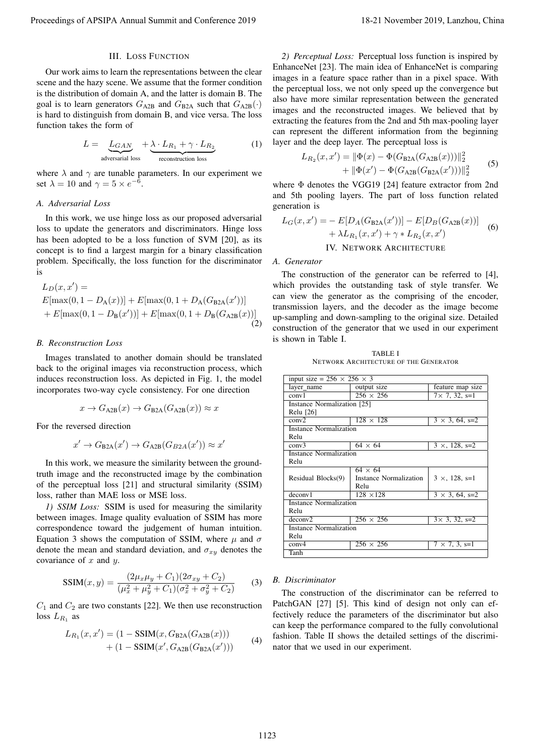## III. Loss Function

Our work aims to learn the representations between the clear scene and the hazy scene. We assume that the former condition is the distribution of domain A, and the latter is domain B. The goal is to learn generators $G_{\text{A2B}}$ and $G_{\text{B2A}}$ such that $G_{\text{A2B}}(\cdot)$ is hard to distinguish from domain B, and vice versa. The loss function takes the form of

$$L = \underbrace{L_{GAN}}_{\text{adversarial loss}} + \underbrace{\lambda \cdot L_{R_1} + \gamma \cdot L_{R_2}}_{\text{reconstruction loss}} \tag{1}$$

where $\lambda$ and $\gamma$ are tunable parameters. In our experiment we set $\lambda = 10$ and $\gamma = 5 \times e^{-6}$.

### A. Adversarial Loss

In this work, we use hinge loss as our proposed adversarial loss to update the generators and discriminators. Hinge loss has been adopted to be a loss function of SVM [20], as its concept is to find a largest margin for a binary classification problem. Specifically, the loss function for the discriminator is

$$\begin{aligned} &L_D(x, x') = \\ &E[\max(0, 1 - D_{\text{A}}(x))] + E[\max(0, 1 + D_{\text{A}}(G_{\text{B2A}}(x'))] \\ &+ E[\max(0, 1 - D_{\text{B}}(x'))] + E[\max(0, 1 + D_{\text{B}}(G_{\text{A2B}}(x))] \end{aligned} \tag{2}$$

### B. Reconstruction Loss

Images translated to another domain should be translated back to the original images via reconstruction process, which induces reconstruction loss. As depicted in Fig. 1, the model incorporates two-way cycle consistency. For one direction

$$x \rightarrow G_{\text{A2B}}(x) \rightarrow G_{\text{B2A}}(G_{\text{A2B}}(x)) \approx x$$

For the reversed direction

$$x' \rightarrow G_{\text{B2A}}(x') \rightarrow G_{\text{A2B}}(G_{B2A}(x')) \approx x'$$

In this work, we measure the similarity between the ground-truth image and the reconstructed image by the combination of the perceptual loss [21] and structural similarity (SSIM) loss, rather than MAE loss or MSE loss.

*1) SSIM Loss:* SSIM is used for measuring the similarity between images. Image quality evaluation of SSIM has more correspondence toward the judgement of human intuition. Equation 3 shows the computation of SSIM, where $\mu$ and $\sigma$ denote the mean and standard deviation, and $\sigma_{xy}$ denotes the covariance of $x$ and $y$.

$$\text{SSIM}(x, y) = \frac{(2\mu_x\mu_y + C_1)(2\sigma_{xy} + C_2)}{(\mu_x^2 + \mu_y^2 + C_1)(\sigma_x^2 + \sigma_y^2 + C_2)} \tag{3}$$

$C_1$ and $C_2$ are two constants [22]. We then use reconstruction loss $L_{R_1}$ as

$$\begin{aligned} L_{R_1}(x, x') = &(1 - \text{SSIM}(x, G_{\text{B2A}}(G_{\text{A2B}}(x))) \\ &+ (1 - \text{SSIM}(x', G_{\text{A2B}}(G_{\text{B2A}}(x'))) \end{aligned} \tag{4}$$

*2) Perceptual Loss:* Perceptual loss function is inspired by EnhanceNet [23]. The main idea of EnhanceNet is comparing images in a feature space rather than in a pixel space. With the perceptual loss, we not only speed up the convergence but also have more similar representation between the generated images and the reconstructed images. We believed that by extracting the features from the 2nd and 5th max-pooling layer can represent the different information from the beginning layer and the deep layer. The perceptual loss is

$$\begin{aligned} L_{R_2}(x, x') = &\|\Phi(x) - \Phi(G_{\text{B2A}}(G_{\text{A2B}}(x)))\|_2^2 \\ &+ \|\Phi(x') - \Phi(G_{\text{A2B}}(G_{\text{B2A}}(x')))\|_2^2 \end{aligned} \tag{5}$$

where $\Phi$ denotes the VGG19 [24] feature extractor from 2nd and 5th pooling layers. The part of loss function related generation is

$$\begin{aligned} L_G(x, x') = &- E[D_A(G_{\text{B2A}}(x'))] - E[D_B(G_{\text{A2B}}(x))] \\ &+ \lambda L_{R_1}(x, x') + \gamma * L_{R_2}(x, x') \end{aligned} \tag{6}$$

## IV. Network Architecture

### A. Generator

The construction of the generator can be referred to [4], which provides the outstanding task of style transfer. We can view the generator as the comprising of the encoder, transmission layers, and the decoder as the image become up-sampling and down-sampling to the original size. Detailed construction of the generator that we used in our experiment is shown in Table I.

TABLE I
Network Architecture of the Generator

| input size = 256 × 256 × 3 | | |
|---|---|---|
| layer_name | output size | feature map size |
| conv1 | 256 × 256 | 7× 7, 32, s=1 |
| Instance Normalization [25] Relu [26] | | |
| conv2 | 128 × 128 | 3 × 3, 64, s=2 |
| Instance Normalization Relu | | |
| conv3 | 64 × 64 | 3 ×, 128, s=2 |
| Instance Normalization Relu | | |
| Residual Blocks(9) | 64 × 64 Instance Normalization Relu | 3 ×, 128, s=1 |
| deconv1 | 128 ×128 | 3 × 3, 64, s=2 |
| Instance Normalization Relu | | |
| deconv2 | 256 × 256 | 3× 3, 32, s=2 |
| Instance Normalization Relu | | |
| conv4 | 256 × 256 | 7 × 7, 3, s=1 |
| Tanh | | |

### B. Discriminator

The construction of the discriminator can be referred to PatchGAN [27] [5]. This kind of design not only can effectively reduce the parameters of the discriminator but also can keep the performance compared to the fully convolutional fashion. Table II shows the detailed settings of the discriminator that we used in our experiment.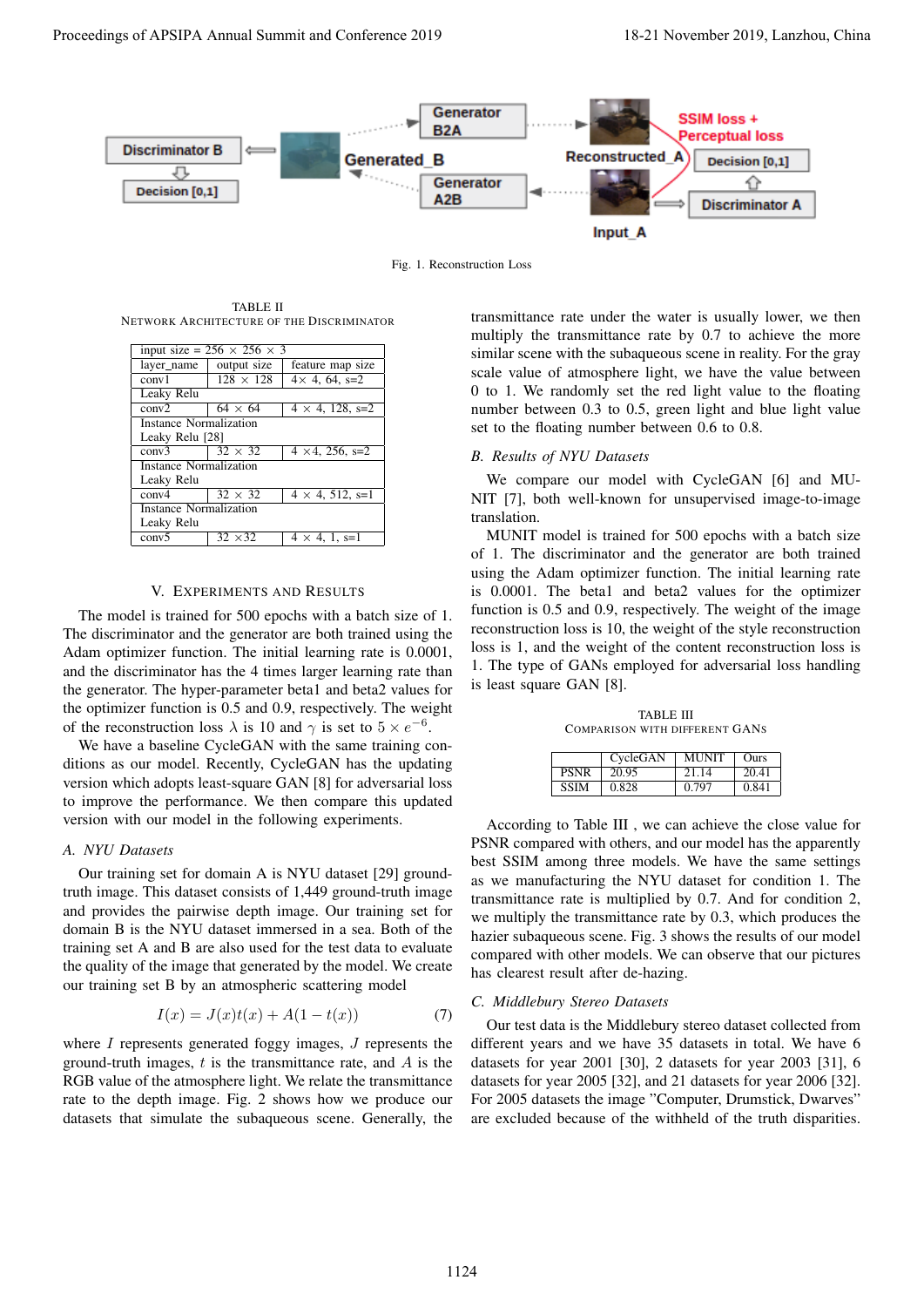Fig. 1. Reconstruction Loss

TABLE II
NETWORK ARCHITECTURE OF THE DISCRIMINATOR

| input size = 256 × 256 × 3 | | |
|---|---|---|
| layer_name | output size | feature map size |
| conv1 | 128 × 128 | 4× 4, 64, s=2 |
| Leaky Relu | | |
| conv2 | 64 × 64 | 4 × 4, 128, s=2 |
| Instance Normalization Leaky Relu [28] | | |
| conv3 | 32 × 32 | 4 ×4, 256, s=2 |
| Instance Normalization Leaky Relu | | |
| conv4 | 32 × 32 | 4 × 4, 512, s=1 |
| Instance Normalization Leaky Relu | | |
| conv5 | 32 ×32 | 4 × 4, 1, s=1 |

## V. EXPERIMENTS AND RESULTS

The model is trained for 500 epochs with a batch size of 1. The discriminator and the generator are both trained using the Adam optimizer function. The initial learning rate is 0.0001, and the discriminator has the 4 times larger learning rate than the generator. The hyper-parameter beta1 and beta2 values for the optimizer function is 0.5 and 0.9, respectively. The weight of the reconstruction loss $\lambda$ is 10 and $\gamma$ is set to $5 \times e^{-6}$.

We have a baseline CycleGAN with the same training conditions as our model. Recently, CycleGAN has the updating version which adopts least-square GAN [8] for adversarial loss to improve the performance. We then compare this updated version with our model in the following experiments.

### A. NYU Datasets

Our training set for domain A is NYU dataset [29] ground-truth image. This dataset consists of 1,449 ground-truth image and provides the pairwise depth image. Our training set for domain B is the NYU dataset immersed in a sea. Both of the training set A and B are also used for the test data to evaluate the quality of the image that generated by the model. We create our training set B by an atmospheric scattering model

$$I(x) = J(x)t(x) + A(1 - t(x)) \tag{7}$$

where $I$ represents generated foggy images, $J$ represents the ground-truth images, $t$ is the transmittance rate, and $A$ is the RGB value of the atmosphere light. We relate the transmittance rate to the depth image. Fig. 2 shows how we produce our datasets that simulate the subaqueous scene. Generally, the transmittance rate under the water is usually lower, we then multiply the transmittance rate by 0.7 to achieve the more similar scene with the subaqueous scene in reality. For the gray scale value of atmosphere light, we have the value between 0 to 1. We randomly set the red light value to the floating number between 0.3 to 0.5, green light and blue light value set to the floating number between 0.6 to 0.8.

### B. Results of NYU Datasets

We compare our model with CycleGAN [6] and MUNIT [7], both well-known for unsupervised image-to-image translation.

MUNIT model is trained for 500 epochs with a batch size of 1. The discriminator and the generator are both trained using the Adam optimizer function. The initial learning rate is 0.0001. The beta1 and beta2 values for the optimizer function is 0.5 and 0.9, respectively. The weight of the image reconstruction loss is 10, the weight of the style reconstruction loss is 1, and the weight of the content reconstruction loss is 1. The type of GANs employed for adversarial loss handling is least square GAN [8].

TABLE III
COMPARISON WITH DIFFERENT GANS

| | CycleGAN | MUNIT | Ours |
|---|---|---|---|
| PSNR | 20.95 | 21.14 | 20.41 |
| SSIM | 0.828 | 0.797 | 0.841 |

According to Table III , we can achieve the close value for PSNR compared with others, and our model has the apparently best SSIM among three models. We have the same settings as we manufacturing the NYU dataset for condition 1. The transmittance rate is multiplied by 0.7. And for condition 2, we multiply the transmittance rate by 0.3, which produces the hazier subaqueous scene. Fig. 3 shows the results of our model compared with other models. We can observe that our pictures has clearest result after de-hazing.

### C. Middlebury Stereo Datasets

Our test data is the Middlebury stereo dataset collected from different years and we have 35 datasets in total. We have 6 datasets for year 2001 [30], 2 datasets for year 2003 [31], 6 datasets for year 2005 [32], and 21 datasets for year 2006 [32]. For 2005 datasets the image "Computer, Drumstick, Dwarves" are excluded because of the withheld of the truth disparities.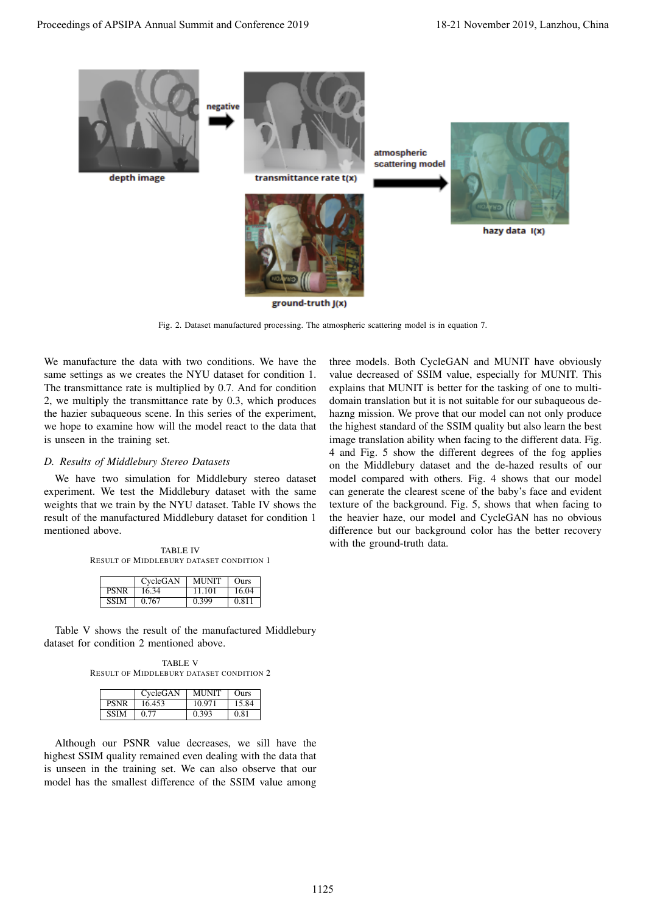Fig. 2. Dataset manufactured processing. The atmospheric scattering model is in equation 7.

We manufacture the data with two conditions. We have the same settings as we creates the NYU dataset for condition 1. The transmittance rate is multiplied by 0.7. And for condition 2, we multiply the transmittance rate by 0.3, which produces the hazier subaqueous scene. In this series of the experiment, we hope to examine how will the model react to the data that is unseen in the training set.

### D. Results of Middlebury Stereo Datasets

We have two simulation for Middlebury stereo dataset experiment. We test the Middlebury dataset with the same weights that we train by the NYU dataset. Table IV shows the result of the manufactured Middlebury dataset for condition 1 mentioned above.

TABLE IV
RESULT OF MIDDLEBURY DATASET CONDITION 1

| | CycleGAN | MUNIT | Ours |
|---|---|---|---|
| PSNR | 16.34 | 11.101 | 16.04 |
| SSIM | 0.767 | 0.399 | 0.811 |

Table V shows the result of the manufactured Middlebury dataset for condition 2 mentioned above.

TABLE V
RESULT OF MIDDLEBURY DATASET CONDITION 2

| | CycleGAN | MUNIT | Ours |
|---|---|---|---|
| PSNR | 16.453 | 10.971 | 15.84 |
| SSIM | 0.77 | 0.393 | 0.81 |

Although our PSNR value decreases, we sill have the highest SSIM quality remained even dealing with the data that is unseen in the training set. We can also observe that our model has the smallest difference of the SSIM value among three models. Both CycleGAN and MUNIT have obviously value decreased of SSIM value, especially for MUNIT. This explains that MUNIT is better for the tasking of one to multi-domain translation but it is not suitable for our subaqueous de-hazng mission. We prove that our model can not only produce the highest standard of the SSIM quality but also learn the best image translation ability when facing to the different data. Fig. 4 and Fig. 5 show the different degrees of the fog applies on the Middlebury dataset and the de-hazed results of our model compared with others. Fig. 4 shows that our model can generate the clearest scene of the baby's face and evident texture of the background. Fig. 5, shows that when facing to the heavier haze, our model and CycleGAN has no obvious difference but our background color has the better recovery with the ground-truth data.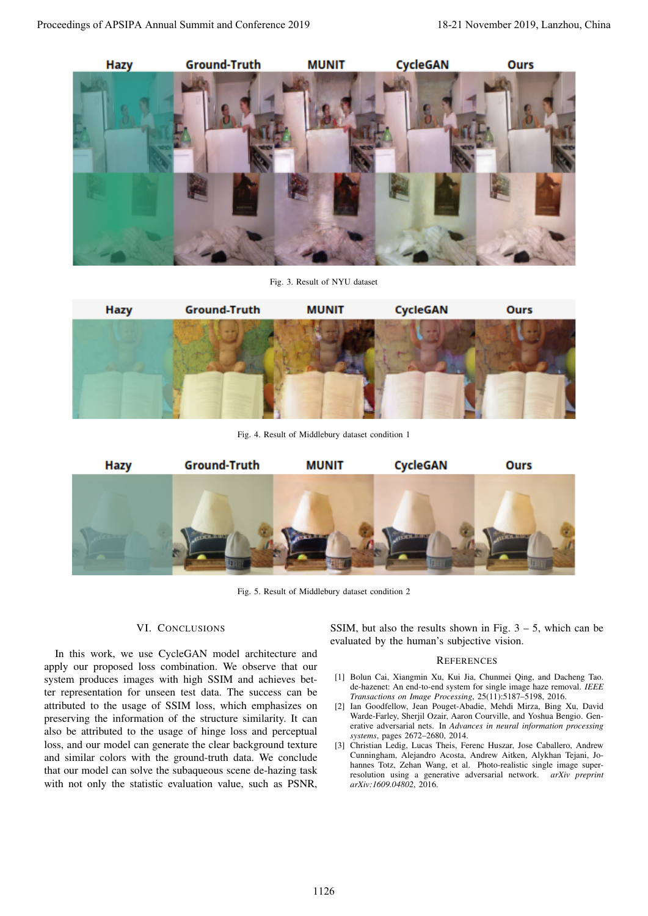Fig. 3. Result of NYU dataset

Fig. 4. Result of Middlebury dataset condition 1

Fig. 5. Result of Middlebury dataset condition 2

## VI. Conclusions

In this work, we use CycleGAN model architecture and apply our proposed loss combination. We observe that our system produces images with high SSIM and achieves better representation for unseen test data. The success can be attributed to the usage of SSIM loss, which emphasizes on preserving the information of the structure similarity. It can also be attributed to the usage of hinge loss and perceptual loss, and our model can generate the clear background texture and similar colors with the ground-truth data. We conclude that our model can solve the subaqueous scene de-hazing task with not only the statistic evaluation value, such as PSNR, SSIM, but also the results shown in Fig. 3 – 5, which can be evaluated by the human's subjective vision.

## References

[1] Bolun Cai, Xiangmin Xu, Kui Jia, Chunmei Qing, and Dacheng Tao. de-hazenet: An end-to-end system for single image haze removal. *IEEE Transactions on Image Processing*, 25(11):5187–5198, 2016.

[2] Ian Goodfellow, Jean Pouget-Abadie, Mehdi Mirza, Bing Xu, David Warde-Farley, Sherjil Ozair, Aaron Courville, and Yoshua Bengio. Generative adversarial nets. In *Advances in neural information processing systems*, pages 2672–2680, 2014.

[3] Christian Ledig, Lucas Theis, Ferenc Huszar, Jose Caballero, Andrew Cunningham, Alejandro Acosta, Andrew Aitken, Alykhan Tejani, Johannes Totz, Zehan Wang, et al. Photo-realistic single image super-resolution using a generative adversarial network. *arXiv preprint arXiv:1609.04802*, 2016.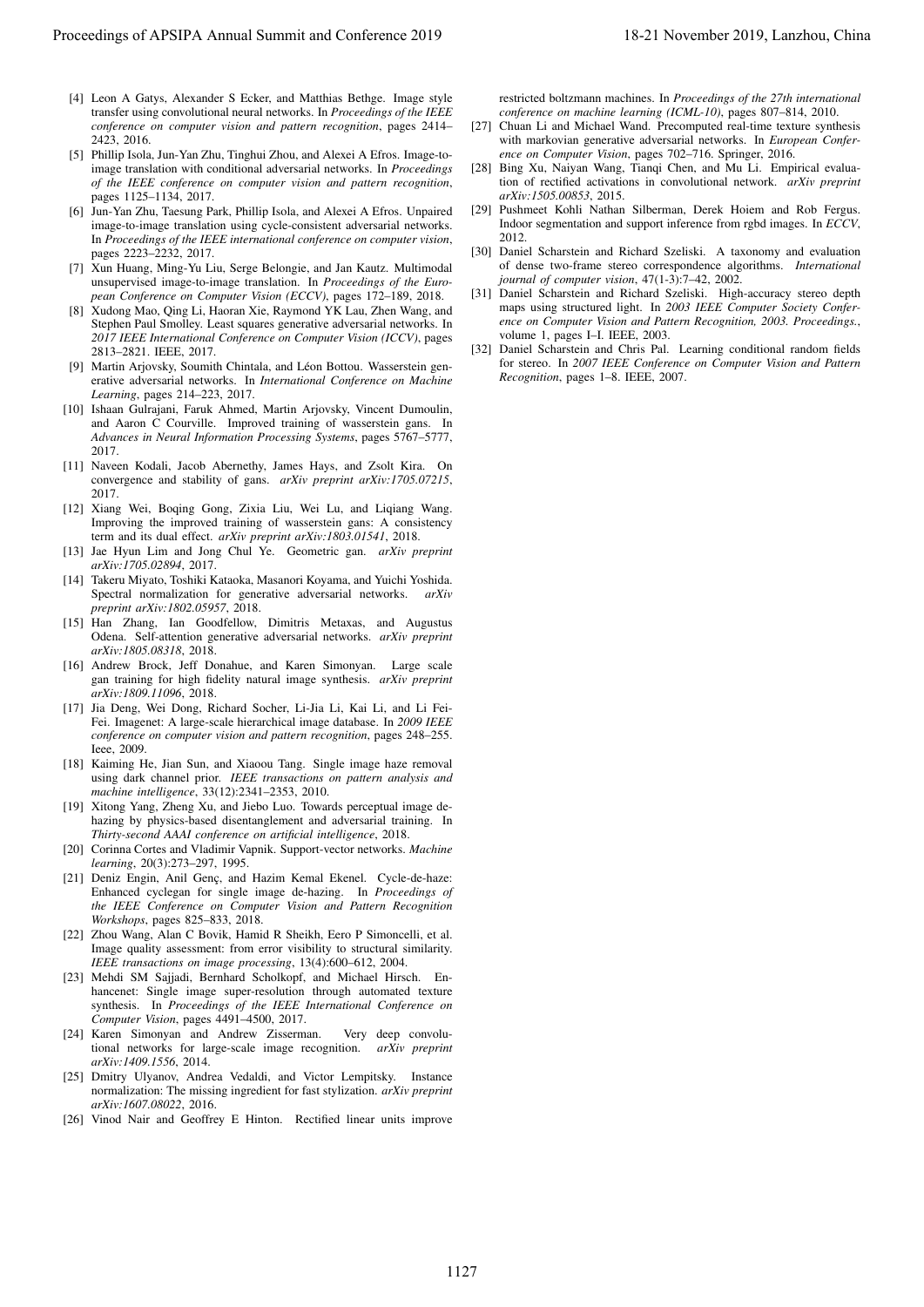[4] Leon A Gatys, Alexander S Ecker, and Matthias Bethge. Image style transfer using convolutional neural networks. In *Proceedings of the IEEE conference on computer vision and pattern recognition*, pages 2414–2423, 2016.

[5] Phillip Isola, Jun-Yan Zhu, Tinghui Zhou, and Alexei A Efros. Image-to-image translation with conditional adversarial networks. In *Proceedings of the IEEE conference on computer vision and pattern recognition*, pages 1125–1134, 2017.

[6] Jun-Yan Zhu, Taesung Park, Phillip Isola, and Alexei A Efros. Unpaired image-to-image translation using cycle-consistent adversarial networks. In *Proceedings of the IEEE international conference on computer vision*, pages 2223–2232, 2017.

[7] Xun Huang, Ming-Yu Liu, Serge Belongie, and Jan Kautz. Multimodal unsupervised image-to-image translation. In *Proceedings of the European Conference on Computer Vision (ECCV)*, pages 172–189, 2018.

[8] Xudong Mao, Qing Li, Haoran Xie, Raymond YK Lau, Zhen Wang, and Stephen Paul Smolley. Least squares generative adversarial networks. In *2017 IEEE International Conference on Computer Vision (ICCV)*, pages 2813–2821. IEEE, 2017.

[9] Martin Arjovsky, Soumith Chintala, and Léon Bottou. Wasserstein generative adversarial networks. In *International Conference on Machine Learning*, pages 214–223, 2017.

[10] Ishaan Gulrajani, Faruk Ahmed, Martin Arjovsky, Vincent Dumoulin, and Aaron C Courville. Improved training of wasserstein gans. In *Advances in Neural Information Processing Systems*, pages 5767–5777, 2017.

[11] Naveen Kodali, Jacob Abernethy, James Hays, and Zsolt Kira. On convergence and stability of gans. *arXiv preprint arXiv:1705.07215*, 2017.

[12] Xiang Wei, Boqing Gong, Zixia Liu, Wei Lu, and Liqiang Wang. Improving the improved training of wasserstein gans: A consistency term and its dual effect. *arXiv preprint arXiv:1803.01541*, 2018.

[13] Jae Hyun Lim and Jong Chul Ye. Geometric gan. *arXiv preprint arXiv:1705.02894*, 2017.

[14] Takeru Miyato, Toshiki Kataoka, Masanori Koyama, and Yuichi Yoshida. Spectral normalization for generative adversarial networks. *arXiv preprint arXiv:1802.05957*, 2018.

[15] Han Zhang, Ian Goodfellow, Dimitris Metaxas, and Augustus Odena. Self-attention generative adversarial networks. *arXiv preprint arXiv:1805.08318*, 2018.

[16] Andrew Brock, Jeff Donahue, and Karen Simonyan. Large scale gan training for high fidelity natural image synthesis. *arXiv preprint arXiv:1809.11096*, 2018.

[17] Jia Deng, Wei Dong, Richard Socher, Li-Jia Li, Kai Li, and Li Fei-Fei. Imagenet: A large-scale hierarchical image database. In *2009 IEEE conference on computer vision and pattern recognition*, pages 248–255. Ieee, 2009.

[18] Kaiming He, Jian Sun, and Xiaoou Tang. Single image haze removal using dark channel prior. *IEEE transactions on pattern analysis and machine intelligence*, 33(12):2341–2353, 2010.

[19] Xitong Yang, Zheng Xu, and Jiebo Luo. Towards perceptual image dehazing by physics-based disentanglement and adversarial training. In *Thirty-second AAAI conference on artificial intelligence*, 2018.

[20] Corinna Cortes and Vladimir Vapnik. Support-vector networks. *Machine learning*, 20(3):273–297, 1995.

[21] Deniz Engin, Anil Genç, and Hazim Kemal Ekenel. Cycle-de-haze: Enhanced cyclegan for single image de-hazing. In *Proceedings of the IEEE Conference on Computer Vision and Pattern Recognition Workshops*, pages 825–833, 2018.

[22] Zhou Wang, Alan C Bovik, Hamid R Sheikh, Eero P Simoncelli, et al. Image quality assessment: from error visibility to structural similarity. *IEEE transactions on image processing*, 13(4):600–612, 2004.

[23] Mehdi SM Sajjadi, Bernhard Scholkopf, and Michael Hirsch. Enhancenet: Single image super-resolution through automated texture synthesis. In *Proceedings of the IEEE International Conference on Computer Vision*, pages 4491–4500, 2017.

[24] Karen Simonyan and Andrew Zisserman. Very deep convolutional networks for large-scale image recognition. *arXiv preprint arXiv:1409.1556*, 2014.

[25] Dmitry Ulyanov, Andrea Vedaldi, and Victor Lempitsky. Instance normalization: The missing ingredient for fast stylization. *arXiv preprint arXiv:1607.08022*, 2016.

[26] Vinod Nair and Geoffrey E Hinton. Rectified linear units improve restricted boltzmann machines. In *Proceedings of the 27th international conference on machine learning (ICML-10)*, pages 807–814, 2010.

[27] Chuan Li and Michael Wand. Precomputed real-time texture synthesis with markovian generative adversarial networks. In *European Conference on Computer Vision*, pages 702–716. Springer, 2016.

[28] Bing Xu, Naiyan Wang, Tianqi Chen, and Mu Li. Empirical evaluation of rectified activations in convolutional network. *arXiv preprint arXiv:1505.00853*, 2015.

[29] Pushmeet Kohli Nathan Silberman, Derek Hoiem and Rob Fergus. Indoor segmentation and support inference from rgbd images. In *ECCV*, 2012.

[30] Daniel Scharstein and Richard Szeliski. A taxonomy and evaluation of dense two-frame stereo correspondence algorithms. *International journal of computer vision*, 47(1-3):7–42, 2002.

[31] Daniel Scharstein and Richard Szeliski. High-accuracy stereo depth maps using structured light. In *2003 IEEE Computer Society Conference on Computer Vision and Pattern Recognition, 2003. Proceedings.*, volume 1, pages I–I. IEEE, 2003.

[32] Daniel Scharstein and Chris Pal. Learning conditional random fields for stereo. In *2007 IEEE Conference on Computer Vision and Pattern Recognition*, pages 1–8. IEEE, 2007.